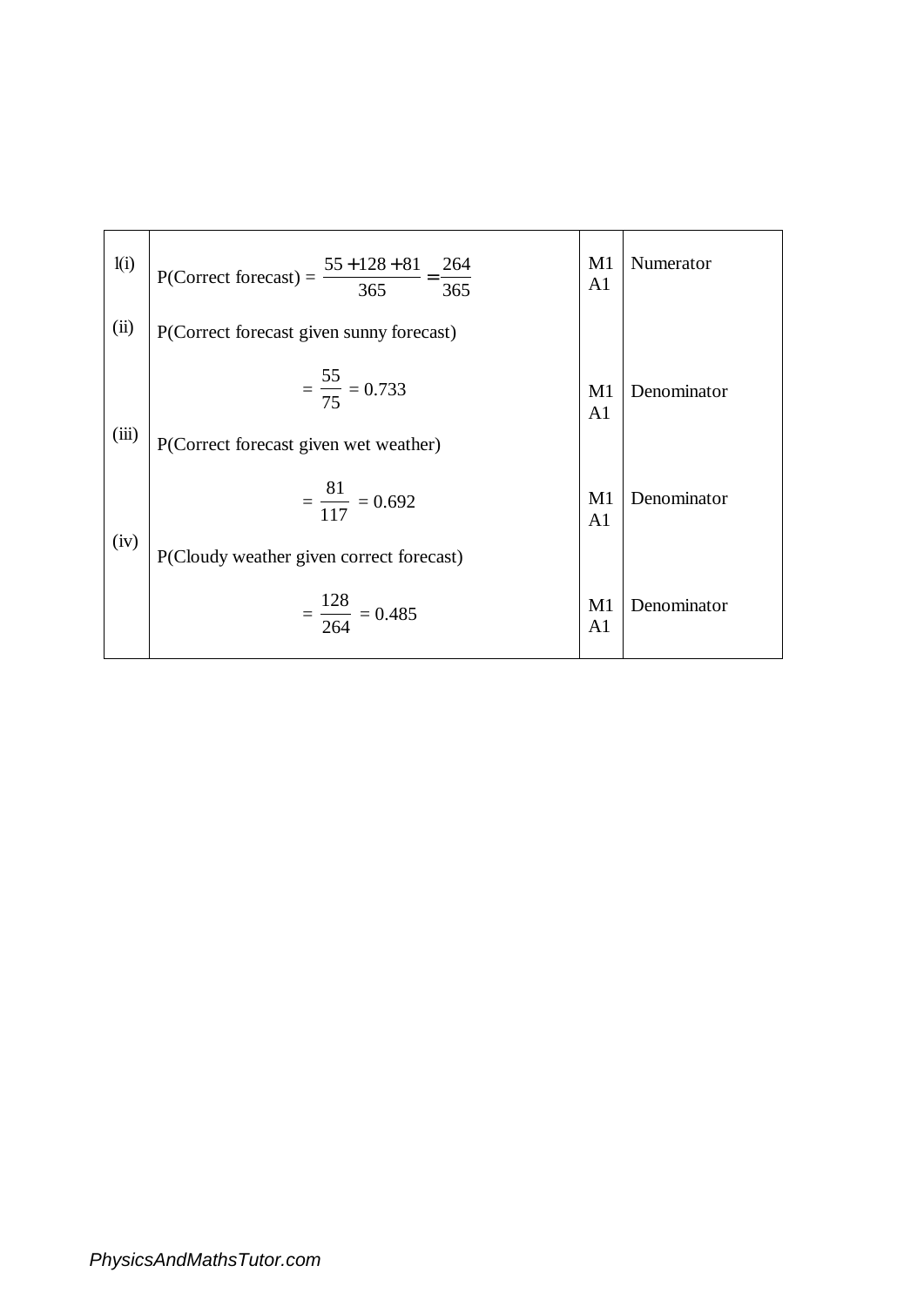| | | | |
|---|---|---|---|
| 1(i) | P(Correct forecast) = $\dfrac{55+128+81}{365} = \dfrac{264}{365}$ | M1<br>A1 | Numerator |
| (ii) | P(Correct forecast given sunny forecast)<br><br>$= \dfrac{55}{75} = 0.733$ | M1<br>A1 | Denominator |
| (iii) | P(Correct forecast given wet weather)<br><br>$= \dfrac{81}{117} = 0.692$ | M1<br>A1 | Denominator |
| (iv) | P(Cloudy weather given correct forecast)<br><br>$= \dfrac{128}{264} = 0.485$ | M1<br>A1 | Denominator |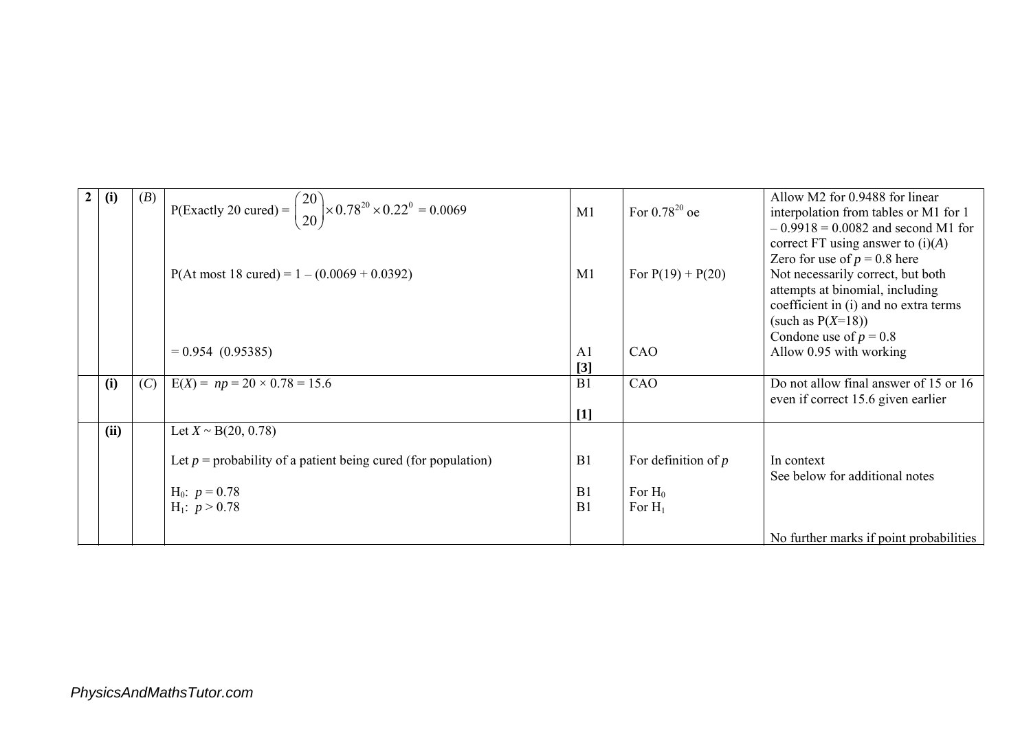| | | | | | | |
|---|---|---|---|---|---|---|
| **2** | **(i)** | (*B*) | P(Exactly 20 cured) = $\binom{20}{20} \times 0.78^{20} \times 0.22^{0}$ = 0.0069<br><br>P(At most 18 cured) = 1 – (0.0069 + 0.0392)<br><br>= 0.954 (0.95385) | M1<br><br>M1<br><br>A1<br>**[3]** | For $0.78^{20}$ oe<br><br>For P(19) + P(20)<br><br>CAO | Allow M2 for 0.9488 for linear interpolation from tables or M1 for 1 – 0.9918 = 0.0082 and second M1 for correct FT using answer to (i)(*A*)<br>Zero for use of $p = 0.8$ here<br>Not necessarily correct, but both attempts at binomial, including coefficient in (i) and no extra terms (such as P($X$=18))<br>Condone use of $p = 0.8$<br>Allow 0.95 with working |
| | **(i)** | (*C*) | E($X$) = $np = 20 \times 0.78 = 15.6$ | B1<br><br>**[1]** | CAO | Do not allow final answer of 15 or 16 even if correct 15.6 given earlier |
| | **(ii)** | | Let $X \sim$ B(20, 0.78)<br><br>Let $p$ = probability of a patient being cured (for population)<br><br>$H_0$: $p = 0.78$<br>$H_1$: $p > 0.78$ | <br><br>B1<br><br>B1<br>B1 | <br><br>For definition of $p$<br><br>For $H_0$<br>For $H_1$ | <br><br>In context<br>See below for additional notes<br><br><br>No further marks if point probabilities |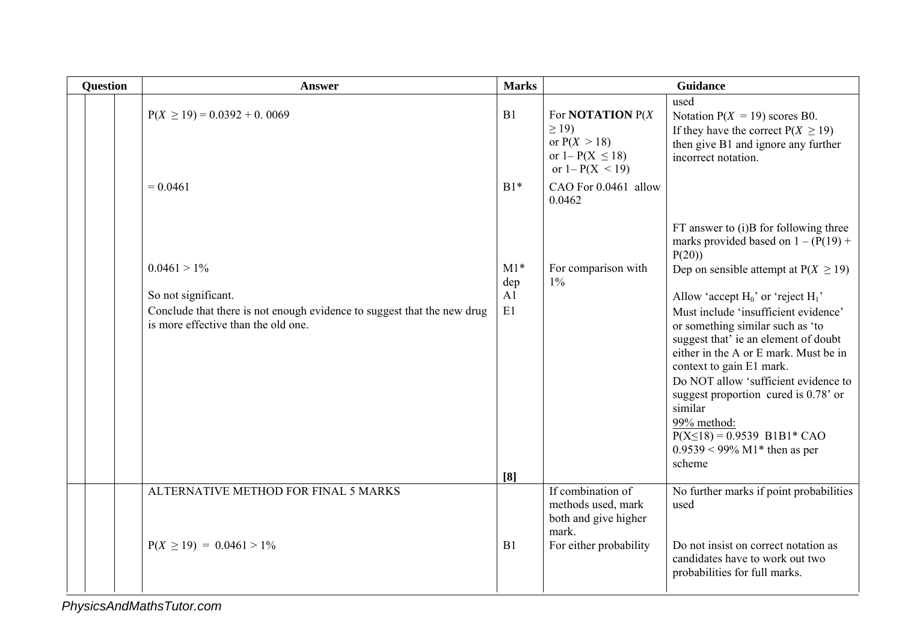| Question | | | Answer | Marks | Guidance | |
|---|---|---|---|---|---|---|
| | | | | | | used |
| | | | $P(X \geq 19) = 0.0392 + 0.0069$ | B1 | For **NOTATION** $P(X \geq 19)$ or $P(X > 18)$ or $1 - P(X \leq 18)$ or $1 - P(X < 19)$ | Notation $P(X = 19)$ scores B0. If they have the correct $P(X \geq 19)$ then give B1 and ignore any further incorrect notation. |
| | | | $= 0.0461$ | B1* | CAO For 0.0461 allow 0.0462 | |
| | | | | | | FT answer to (i)B for following three marks provided based on $1 - (P(19) + P(20))$ |
| | | | $0.0461 > 1\%$ | M1* dep | For comparison with 1% | Dep on sensible attempt at $P(X \geq 19)$ |
| | | | So not significant. | A1 | | Allow 'accept $H_0$' or 'reject $H_1$' |
| | | | Conclude that there is not enough evidence to suggest that the new drug is more effective than the old one. | E1 | | Must include 'insufficient evidence' or something similar such as 'to suggest that' ie an element of doubt either in the A or E mark. Must be in context to gain E1 mark. Do NOT allow 'sufficient evidence to suggest proportion cured is 0.78' or similar. 99% method: $P(X \leq 18) = 0.9539$ B1B1* CAO $0.9539 < 99\%$ M1* then as per scheme |
| | | | | **[8]** | | |
| | | | ALTERNATIVE METHOD FOR FINAL 5 MARKS | | If combination of methods used, mark both and give higher mark. | No further marks if point probabilities used |
| | | | $P(X \geq 19) = 0.0461 > 1\%$ | B1 | For either probability | Do not insist on correct notation as candidates have to work out two probabilities for full marks. |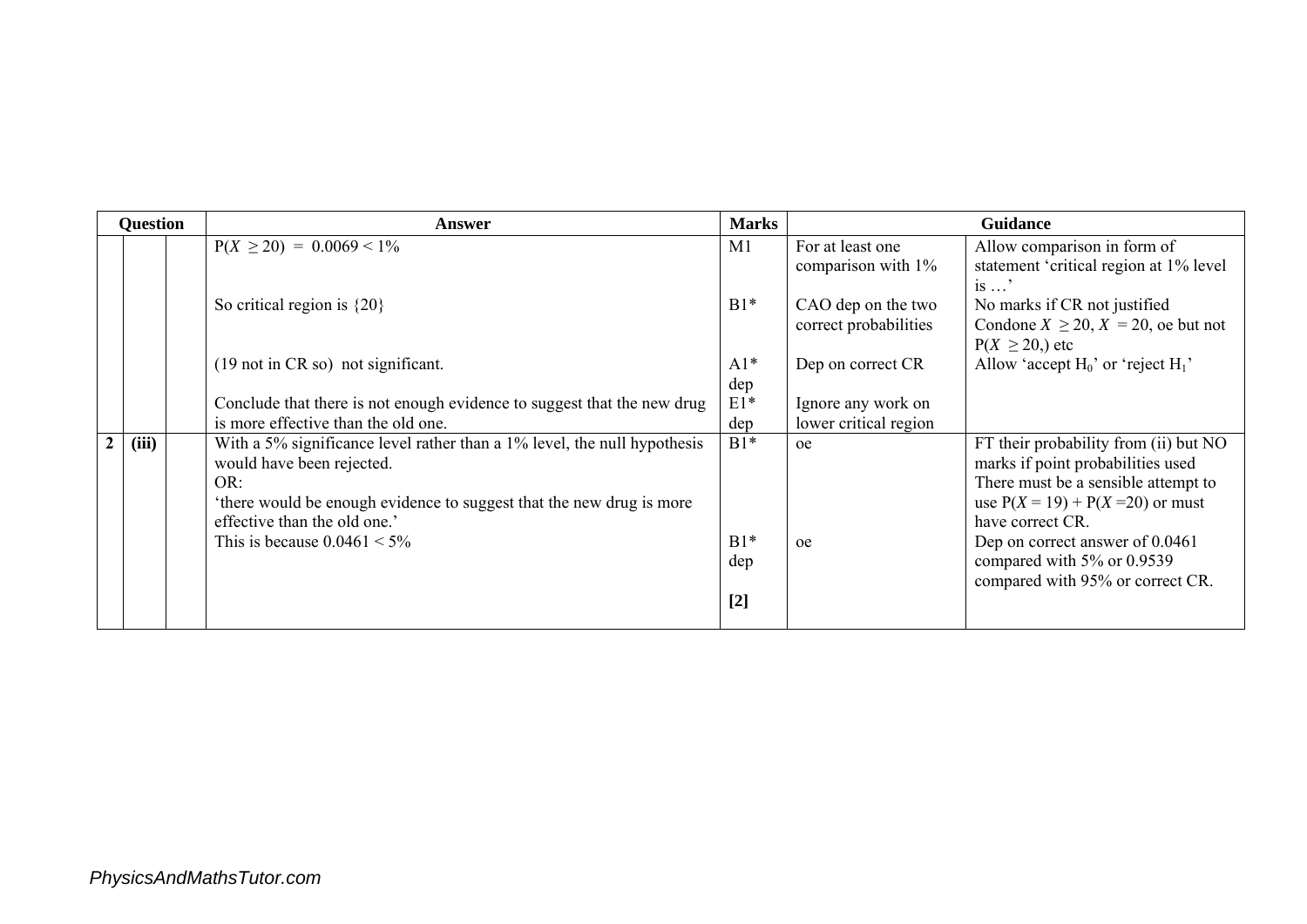| Question | | | Answer | Marks | Guidance | |
|---|---|---|---|---|---|---|
| | | | $P(X \geq 20) = 0.0069 < 1\%$ | M1 | For at least one comparison with 1% | Allow comparison in form of statement 'critical region at 1% level is …' |
| | | | So critical region is {20} | B1* | CAO dep on the two correct probabilities | No marks if CR not justified<br>Condone $X \geq 20$, $X = 20$, oe but not $P(X \geq 20,)$ etc |
| | | | (19 not in CR so) not significant. | A1* dep | Dep on correct CR | Allow 'accept $H_0$' or 'reject $H_1$' |
| | | | Conclude that there is not enough evidence to suggest that the new drug is more effective than the old one. | E1* dep | Ignore any work on lower critical region | |
| 2 | (iii) | | With a 5% significance level rather than a 1% level, the null hypothesis would have been rejected.<br>OR:<br>'there would be enough evidence to suggest that the new drug is more effective than the old one.' | B1* | oe | FT their probability from (ii) but NO marks if point probabilities used<br>There must be a sensible attempt to use $P(X = 19) + P(X = 20)$ or must have correct CR. |
| | | | This is because $0.0461 < 5\%$ | B1* dep | oe | Dep on correct answer of 0.0461 compared with 5% or 0.9539 compared with 95% or correct CR. |
| | | | | [2] | | |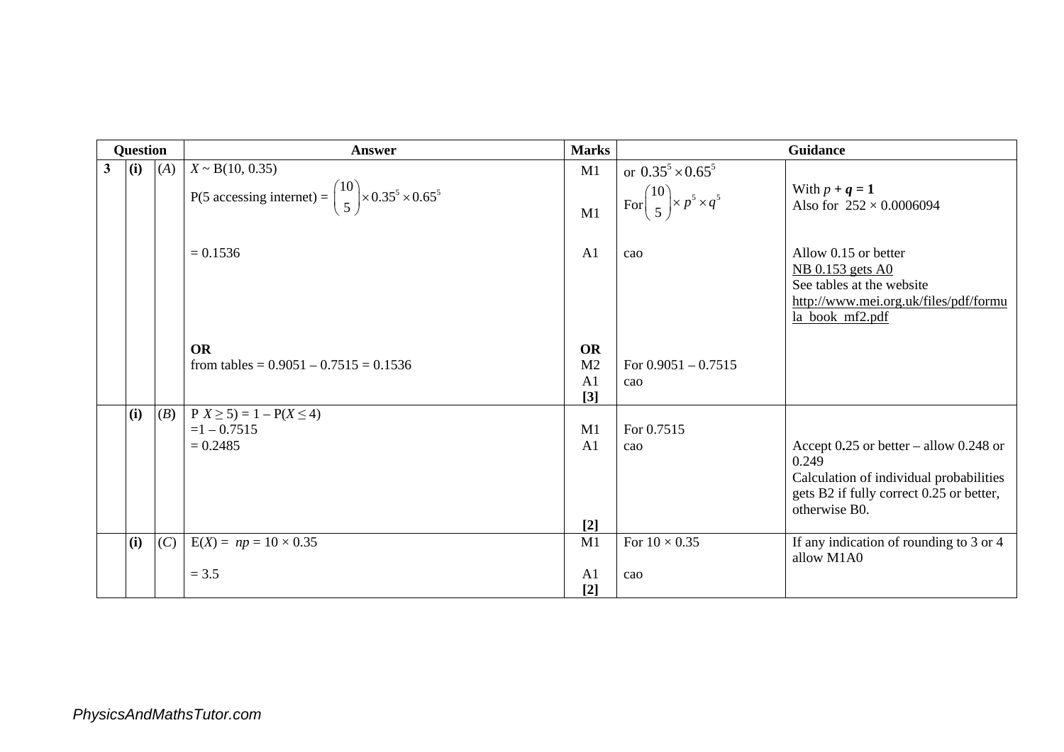| Question | | | Answer | Marks | Guidance | |
|---|---|---|---|---|---|---|
| 3 | (i) | (*A*) | $X \sim B(10, 0.35)$ | M1 | or $0.35^5 \times 0.65^5$ | |
| | | | P(5 accessing internet) = $\binom{10}{5} \times 0.35^5 \times 0.65^5$ | M1 | For $\binom{10}{5} \times p^5 \times q^5$ | With ***p* + *q* = 1** Also for $252 \times 0.0006094$ |
| | | | = 0.1536 | A1 | cao | Allow 0.15 or better NB 0.153 gets A0 See tables at the website http://www.mei.org.uk/files/pdf/formula_book_mf2.pdf |
| | | | **OR** from tables = 0.9051 – 0.7515 = 0.1536 | **OR** M2 A1 **[3]** | For 0.9051 – 0.7515 cao | |
| | (i) | (*B*) | P $X \geq 5$) = 1 – P($X \leq 4$) =1 – 0.7515 = 0.2485 | M1 A1 **[2]** | For 0.7515 cao | Accept 0.25 or better – allow 0.248 or 0.249 Calculation of individual probabilities gets B2 if fully correct 0.25 or better, otherwise B0. |
| | (i) | (*C*) | E($X$) = $np = 10 \times 0.35$ | M1 | For $10 \times 0.35$ | If any indication of rounding to 3 or 4 allow M1A0 |
| | | | = 3.5 | A1 **[2]** | cao | |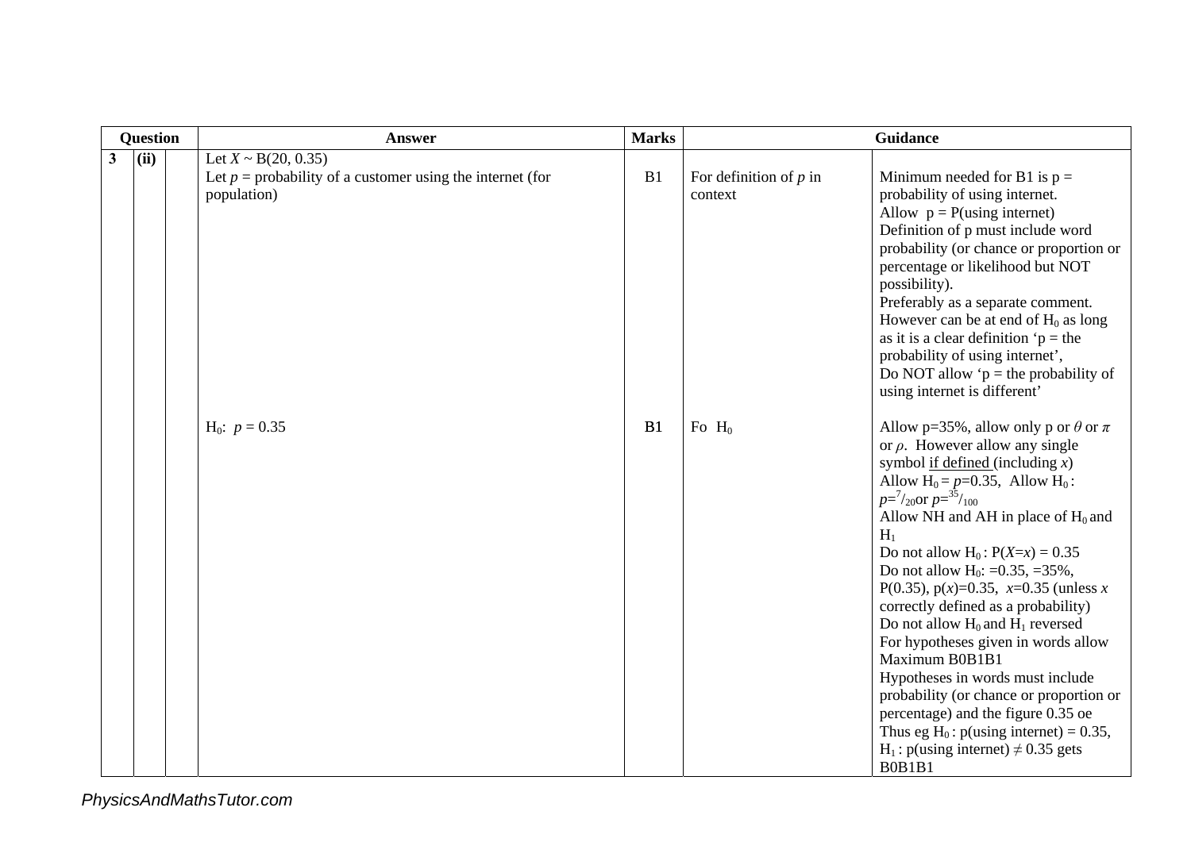| Question | | | Answer | Marks | Guidance | |
|---|---|---|---|---|---|---|
| 3 | (ii) | | Let $X \sim B(20, 0.35)$<br>Let $p$ = probability of a customer using the internet (for population) | B1 | For definition of $p$ in context | Minimum needed for B1 is p = probability of using internet.<br>Allow p = P(using internet)<br>Definition of p must include word probability (or chance or proportion or percentage or likelihood but NOT possibility).<br>Preferably as a separate comment.<br>However can be at end of $H_0$ as long as it is a clear definition 'p = the probability of using internet',<br>Do NOT allow 'p = the probability of using internet is different' |
| | | | $H_0$: $p = 0.35$ | B1 | Fo $H_0$ | Allow p=35%, allow only p or $\theta$ or $\pi$ or $\rho$. However allow any single symbol if defined (including $x$)<br>Allow $H_0 = p$=0.35, Allow $H_0$ : $p={}^{7}/_{20}$or $p={}^{35}/_{100}$<br>Allow NH and AH in place of $H_0$ and $H_1$<br>Do not allow $H_0$ : $P(X=x) = 0.35$<br>Do not allow $H_0$: =0.35, =35%, P(0.35), p($x$)=0.35, $x$=0.35 (unless $x$ correctly defined as a probability)<br>Do not allow $H_0$ and $H_1$ reversed<br>For hypotheses given in words allow Maximum B0B1B1<br>Hypotheses in words must include probability (or chance or proportion or percentage) and the figure 0.35 oe<br>Thus eg $H_0$ : p(using internet) = 0.35, $H_1$ : p(using internet) $\neq$ 0.35 gets B0B1B1 |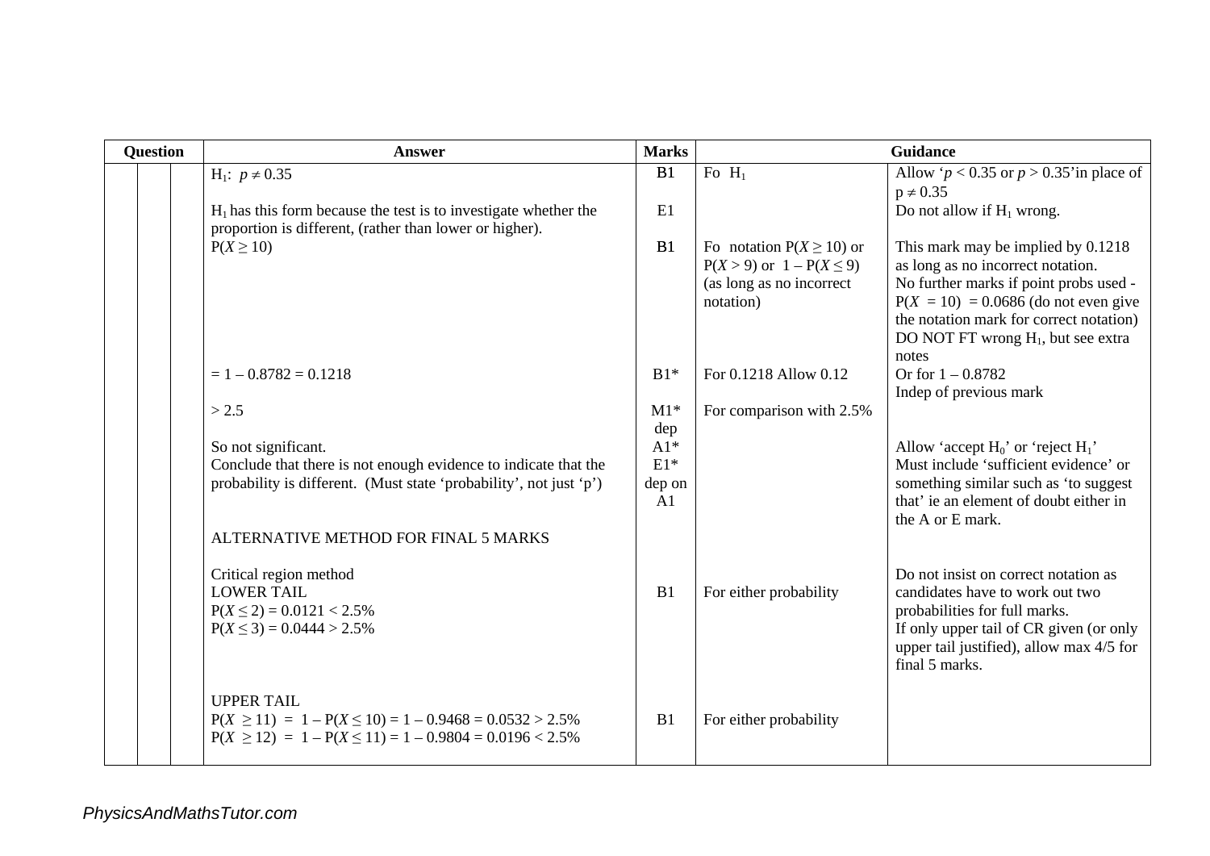| Question | | | Answer | Marks | Guidance | |
|---|---|---|---|---|---|---|
| | | | $H_1$: $p \neq 0.35$ | B1 | Fo $H_1$ | Allow '$p < 0.35$ or $p > 0.35$' in place of $p \neq 0.35$ |
| | | | $H_1$ has this form because the test is to investigate whether the proportion is different, (rather than lower or higher). | E1 | | Do not allow if $H_1$ wrong. |
| | | | $P(X \geq 10)$ | B1 | Fo notation $P(X \geq 10)$ or $P(X > 9)$ or $1 - P(X \leq 9)$ (as long as no incorrect notation) | This mark may be implied by 0.1218 as long as no incorrect notation. No further marks if point probs used - $P(X = 10) = 0.0686$ (do not even give the notation mark for correct notation) DO NOT FT wrong $H_1$, but see extra notes |
| | | | $= 1 - 0.8782 = 0.1218$ | B1* | For 0.1218 Allow 0.12 | Or for $1 - 0.8782$ Indep of previous mark |
| | | | $> 2.5$ | M1* dep | For comparison with 2.5% | |
| | | | So not significant. | A1* | | Allow 'accept $H_0$' or 'reject $H_1$' |
| | | | Conclude that there is not enough evidence to indicate that the probability is different. (Must state 'probability', not just 'p') | E1* dep on A1 | | Must include 'sufficient evidence' or something similar such as 'to suggest that' ie an element of doubt either in the A or E mark. |
| | | | ALTERNATIVE METHOD FOR FINAL 5 MARKS | | | |
| | | | Critical region method<br>LOWER TAIL<br>$P(X \leq 2) = 0.0121 < 2.5\%$<br>$P(X \leq 3) = 0.0444 > 2.5\%$ | B1 | For either probability | Do not insist on correct notation as candidates have to work out two probabilities for full marks. If only upper tail of CR given (or only upper tail justified), allow max 4/5 for final 5 marks. |
| | | | UPPER TAIL<br>$P(X \geq 11) = 1 - P(X \leq 10) = 1 - 0.9468 = 0.0532 > 2.5\%$<br>$P(X \geq 12) = 1 - P(X \leq 11) = 1 - 0.9804 = 0.0196 < 2.5\%$ | B1 | For either probability | |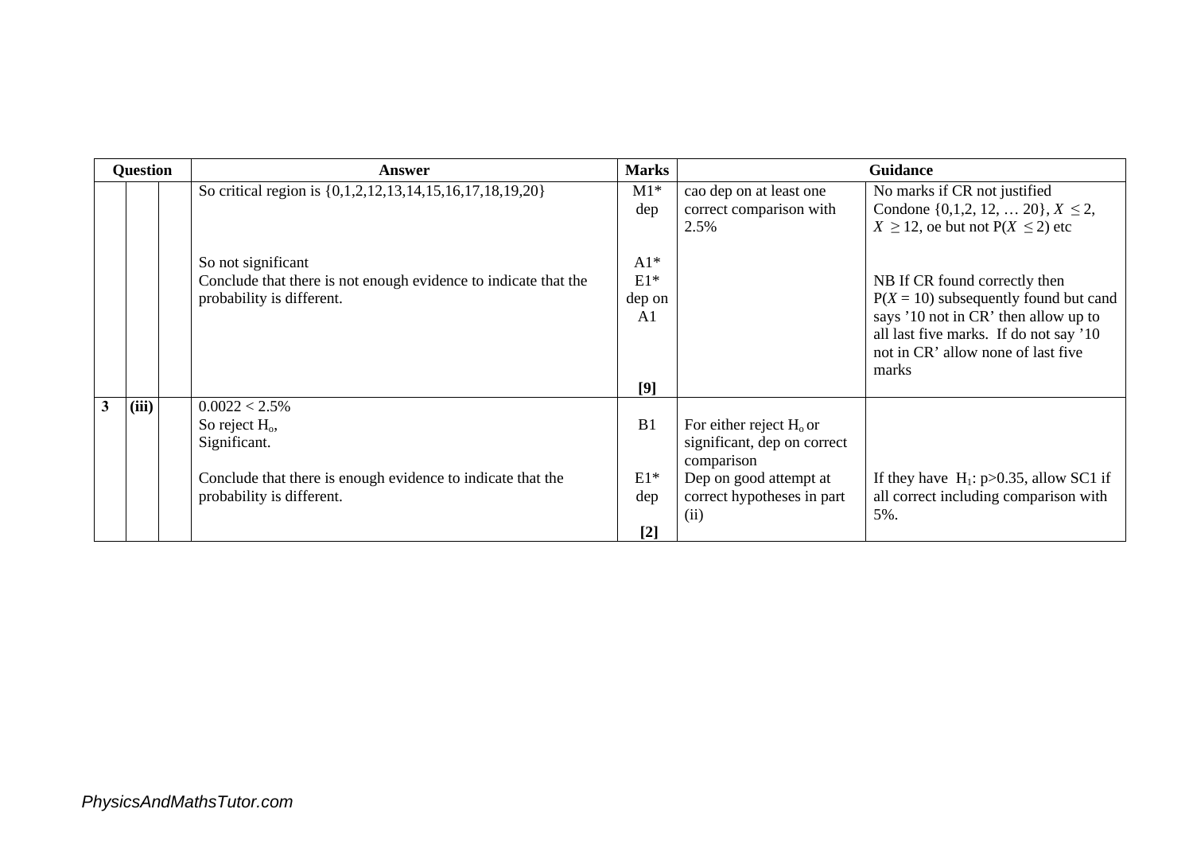| Question | | | Answer | Marks | Guidance | |
|---|---|---|---|---|---|---|
| | | | So critical region is {0,1,2,12,13,14,15,16,17,18,19,20}<br><br>So not significant<br>Conclude that there is not enough evidence to indicate that the probability is different. | M1*<br>dep<br><br>A1*<br>E1*<br>dep on<br>A1<br><br>**[9]** | cao dep on at least one correct comparison with 2.5% | No marks if CR not justified<br>Condone {0,1,2, 12, … 20}, $X \leq 2$, $X \geq 12$, oe but not $P(X \leq 2)$ etc<br><br>NB If CR found correctly then $P(X = 10)$ subsequently found but cand says '10 not in CR' then allow up to all last five marks. If do not say '10 not in CR' allow none of last five marks |
| **3** | **(iii)** | | $0.0022 < 2.5\%$<br>So reject $H_o$,<br>Significant.<br><br>Conclude that there is enough evidence to indicate that the probability is different. | B1<br><br>E1*<br>dep<br><br>**[2]** | For either reject $H_o$ or significant, dep on correct comparison<br>Dep on good attempt at correct hypotheses in part (ii) | If they have $H_1$: $p>0.35$, allow SC1 if all correct including comparison with 5%. |